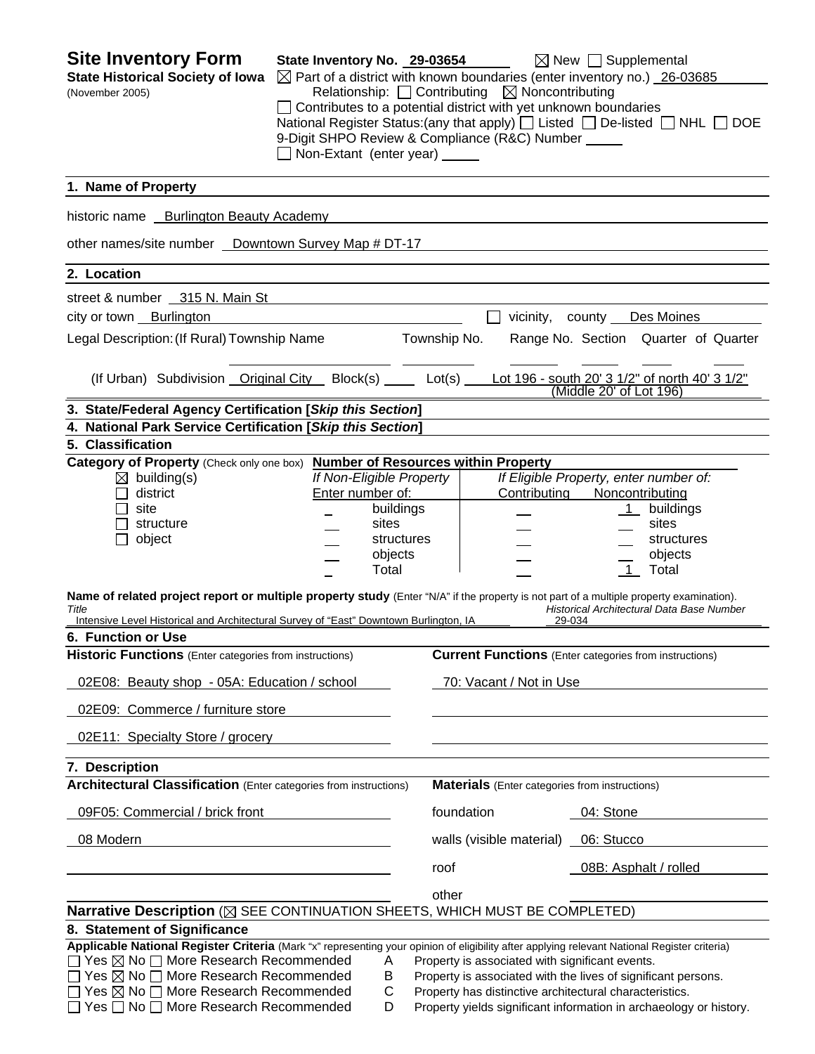# Site Inventory Form

**State Historical Society of Iowa**
(November 2005)

**State Inventory No.** 29-03654 ☒ New ☐ Supplemental

☒ Part of a district with known boundaries (enter inventory no.) 26-03685

Relationship: ☐ Contributing ☒ Noncontributing

☐ Contributes to a potential district with yet unknown boundaries

National Register Status:(any that apply) ☐ Listed ☐ De-listed ☐ NHL ☐ DOE

9-Digit SHPO Review & Compliance (R&C) Number

☐ Non-Extant (enter year)

## 1. Name of Property

historic name Burlington Beauty Academy

other names/site number Downtown Survey Map # DT-17

## 2. Location

street & number 315 N. Main St

city or town Burlington ☐ vicinity, county Des Moines

Legal Description: (If Rural) Township Name | Township No. | Range No. | Section | Quarter of Quarter

(If Urban) Subdivision Original City Block(s) Lot(s) Lot 196 - south 20' 3 1/2" of north 40' 3 1/2" (Middle 20' of Lot 196)

## 3. State/Federal Agency Certification [*Skip this Section*]

## 4. National Park Service Certification [*Skip this Section*]

## 5. Classification

**Category of Property** (Check only one box)

☒ building(s)
☐ district
☐ site
☐ structure
☐ object

**Number of Resources within Property**

| *If Non-Eligible Property* Enter number of: | | *If Eligible Property, enter number of:* Contributing | Noncontributing | |
|---|---|---|---|---|
| | buildings | | 1 | buildings |
| | sites | | | sites |
| | structures | | | structures |
| | objects | | | objects |
| | Total | | 1 | Total |

**Name of related project report or multiple property study** (Enter "N/A" if the property is not part of a multiple property examination).

| *Title* | *Historical Architectural Data Base Number* |
|---|---|
| Intensive Level Historical and Architectural Survey of "East" Downtown Burlington, IA | 29-034 |

## 6. Function or Use

| **Historic Functions** (Enter categories from instructions) | **Current Functions** (Enter categories from instructions) |
|---|---|
| 02E08: Beauty shop - 05A: Education / school | 70: Vacant / Not in Use |
| 02E09: Commerce / furniture store | |
| 02E11: Specialty Store / grocery | |

## 7. Description

| **Architectural Classification** (Enter categories from instructions) | **Materials** (Enter categories from instructions) | |
|---|---|---|
| 09F05: Commercial / brick front | foundation | 04: Stone |
| 08 Modern | walls (visible material) | 06: Stucco |
| | roof | 08B: Asphalt / rolled |
| | other | |

**Narrative Description** (☒ SEE CONTINUATION SHEETS, WHICH MUST BE COMPLETED)

## 8. Statement of Significance

**Applicable National Register Criteria** (Mark "x" representing your opinion of eligibility after applying relevant National Register criteria)

☐ Yes ☒ No ☐ More Research Recommended A Property is associated with significant events.
☐ Yes ☒ No ☐ More Research Recommended B Property is associated with the lives of significant persons.
☐ Yes ☒ No ☐ More Research Recommended C Property has distinctive architectural characteristics.
☐ Yes ☐ No ☐ More Research Recommended D Property yields significant information in archaeology or history.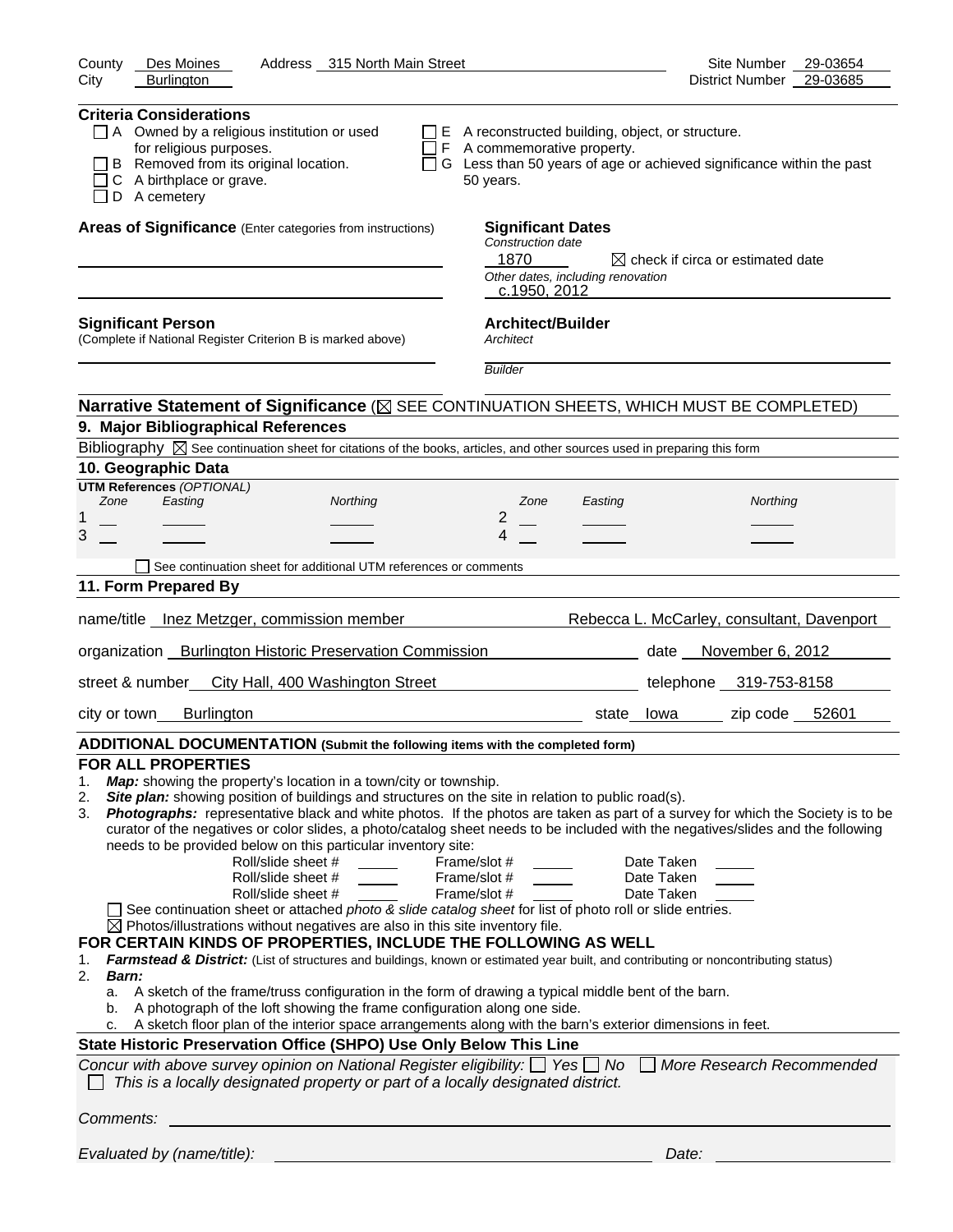County Des Moines Address 315 North Main Street Site Number 29-03654
City Burlington District Number 29-03685

**Criteria Considerations**

- ☐ A Owned by a religious institution or used for religious purposes.
- ☐ B Removed from its original location.
- ☐ C A birthplace or grave.
- ☐ D A cemetery
- ☐ E A reconstructed building, object, or structure.
- ☐ F A commemorative property.
- ☐ G Less than 50 years of age or achieved significance within the past 50 years.

**Areas of Significance** (Enter categories from instructions)

**Significant Dates**
*Construction date*
1870 ☒ check if circa or estimated date
*Other dates, including renovation*
c.1950, 2012

**Significant Person**
(Complete if National Register Criterion B is marked above)

**Architect/Builder**
*Architect*

*Builder*

**Narrative Statement of Significance** (☒ SEE CONTINUATION SHEETS, WHICH MUST BE COMPLETED)

## 9. Major Bibliographical References

Bibliography ☒ See continuation sheet for citations of the books, articles, and other sources used in preparing this form

## 10. Geographic Data

**UTM References** *(OPTIONAL)*

| | Zone | Easting | Northing | | Zone | Easting | Northing |
|---|---|---|---|---|---|---|---|
| 1 | | | | 2 | | | |
| 3 | | | | 4 | | | |

☐ See continuation sheet for additional UTM references or comments

## 11. Form Prepared By

name/title Inez Metzger, commission member Rebecca L. McCarley, consultant, Davenport

organization Burlington Historic Preservation Commission date November 6, 2012

street & number City Hall, 400 Washington Street telephone 319-753-8158

city or town Burlington state Iowa zip code 52601

**ADDITIONAL DOCUMENTATION (Submit the following items with the completed form)**

**FOR ALL PROPERTIES**

1. ***Map:*** showing the property's location in a town/city or township.
2. ***Site plan:*** showing position of buildings and structures on the site in relation to public road(s).
3. ***Photographs:*** representative black and white photos. If the photos are taken as part of a survey for which the Society is to be curator of the negatives or color slides, a photo/catalog sheet needs to be included with the negatives/slides and the following needs to be provided below on this particular inventory site:

Roll/slide sheet # ____ Frame/slot # ____ Date Taken ____
Roll/slide sheet # ____ Frame/slot # ____ Date Taken ____
Roll/slide sheet # ____ Frame/slot # ____ Date Taken ____

☐ See continuation sheet or attached *photo & slide catalog sheet* for list of photo roll or slide entries.
☒ Photos/illustrations without negatives are also in this site inventory file.

**FOR CERTAIN KINDS OF PROPERTIES, INCLUDE THE FOLLOWING AS WELL**

1. ***Farmstead & District:*** (List of structures and buildings, known or estimated year built, and contributing or noncontributing status)
2. ***Barn:***
   a. A sketch of the frame/truss configuration in the form of drawing a typical middle bent of the barn.
   b. A photograph of the loft showing the frame configuration along one side.
   c. A sketch floor plan of the interior space arrangements along with the barn's exterior dimensions in feet.

**State Historic Preservation Office (SHPO) Use Only Below This Line**

*Concur with above survey opinion on National Register eligibility:* ☐ *Yes* ☐ *No* ☐ *More Research Recommended*
☐ *This is a locally designated property or part of a locally designated district.*

*Comments:*

*Evaluated by (name/title):* *Date:*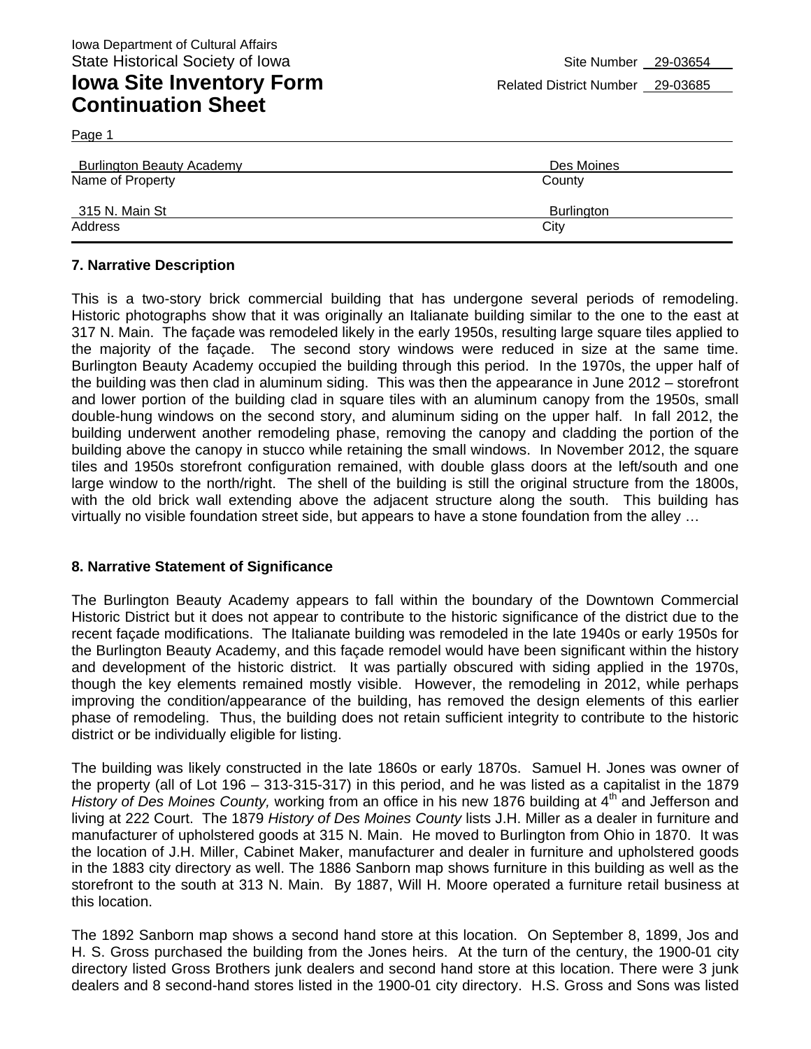Iowa Department of Cultural Affairs
State Historical Society of Iowa

# Iowa Site Inventory Form Continuation Sheet

Site Number 29-03654
Related District Number 29-03685

Page 1

| Burlington Beauty Academy | Des Moines |
|---|---|
| Name of Property | County |
| 315 N. Main St | Burlington |
| Address | City |

**7. Narrative Description**

This is a two-story brick commercial building that has undergone several periods of remodeling. Historic photographs show that it was originally an Italianate building similar to the one to the east at 317 N. Main. The façade was remodeled likely in the early 1950s, resulting large square tiles applied to the majority of the façade. The second story windows were reduced in size at the same time. Burlington Beauty Academy occupied the building through this period. In the 1970s, the upper half of the building was then clad in aluminum siding. This was then the appearance in June 2012 – storefront and lower portion of the building clad in square tiles with an aluminum canopy from the 1950s, small double-hung windows on the second story, and aluminum siding on the upper half. In fall 2012, the building underwent another remodeling phase, removing the canopy and cladding the portion of the building above the canopy in stucco while retaining the small windows. In November 2012, the square tiles and 1950s storefront configuration remained, with double glass doors at the left/south and one large window to the north/right. The shell of the building is still the original structure from the 1800s, with the old brick wall extending above the adjacent structure along the south. This building has virtually no visible foundation street side, but appears to have a stone foundation from the alley …

**8. Narrative Statement of Significance**

The Burlington Beauty Academy appears to fall within the boundary of the Downtown Commercial Historic District but it does not appear to contribute to the historic significance of the district due to the recent façade modifications. The Italianate building was remodeled in the late 1940s or early 1950s for the Burlington Beauty Academy, and this façade remodel would have been significant within the history and development of the historic district. It was partially obscured with siding applied in the 1970s, though the key elements remained mostly visible. However, the remodeling in 2012, while perhaps improving the condition/appearance of the building, has removed the design elements of this earlier phase of remodeling. Thus, the building does not retain sufficient integrity to contribute to the historic district or be individually eligible for listing.

The building was likely constructed in the late 1860s or early 1870s. Samuel H. Jones was owner of the property (all of Lot 196 – 313-315-317) in this period, and he was listed as a capitalist in the 1879 *History of Des Moines County,* working from an office in his new 1876 building at 4th and Jefferson and living at 222 Court. The 1879 *History of Des Moines County* lists J.H. Miller as a dealer in furniture and manufacturer of upholstered goods at 315 N. Main. He moved to Burlington from Ohio in 1870. It was the location of J.H. Miller, Cabinet Maker, manufacturer and dealer in furniture and upholstered goods in the 1883 city directory as well. The 1886 Sanborn map shows furniture in this building as well as the storefront to the south at 313 N. Main. By 1887, Will H. Moore operated a furniture retail business at this location.

The 1892 Sanborn map shows a second hand store at this location. On September 8, 1899, Jos and H. S. Gross purchased the building from the Jones heirs. At the turn of the century, the 1900-01 city directory listed Gross Brothers junk dealers and second hand store at this location. There were 3 junk dealers and 8 second-hand stores listed in the 1900-01 city directory. H.S. Gross and Sons was listed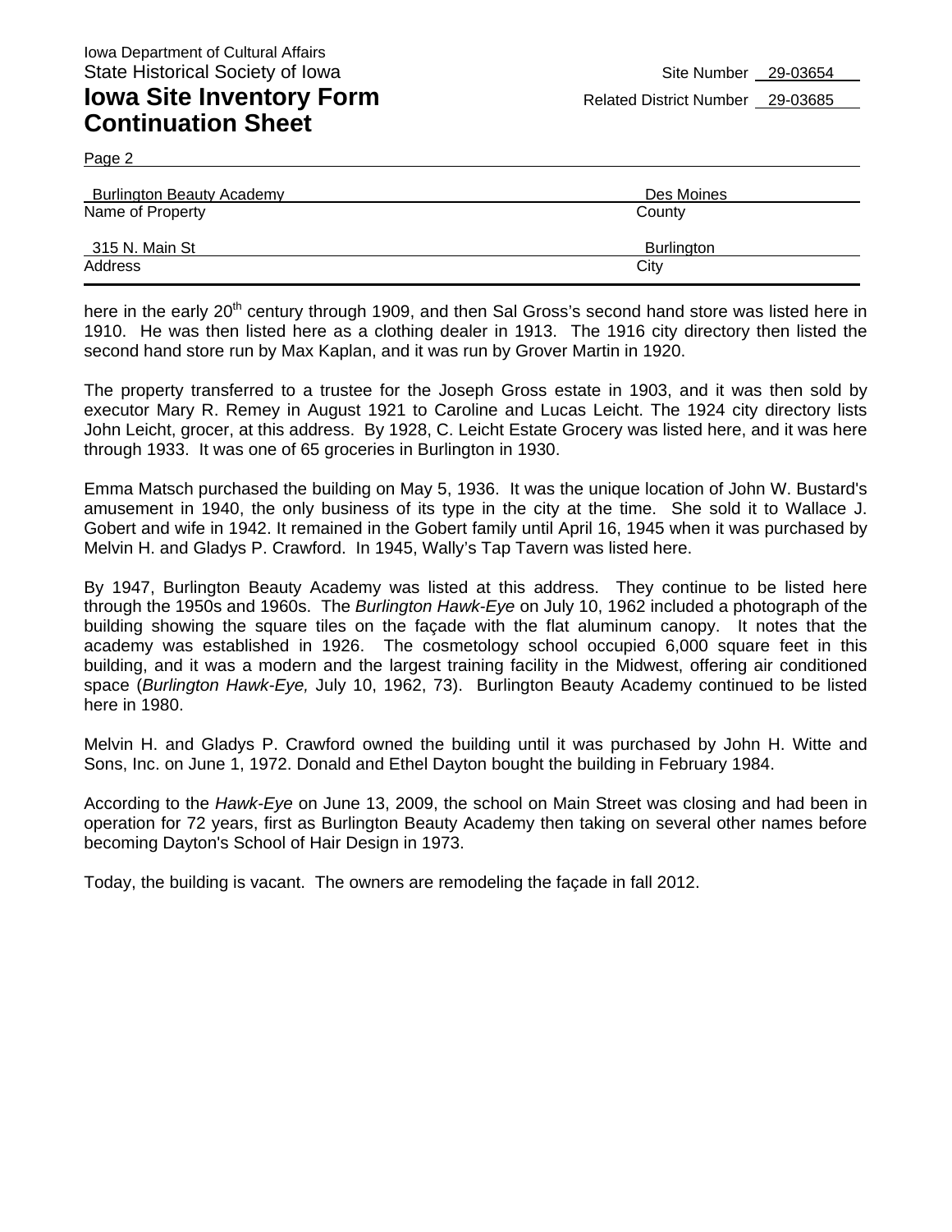Iowa Department of Cultural Affairs
State Historical Society of Iowa

# Iowa Site Inventory Form Continuation Sheet

Site Number 29-03654
Related District Number 29-03685

Page 2

| Burlington Beauty Academy | Des Moines |
|---|---|
| Name of Property | County |
| 315 N. Main St | Burlington |
| Address | City |

here in the early 20th century through 1909, and then Sal Gross's second hand store was listed here in 1910. He was then listed here as a clothing dealer in 1913. The 1916 city directory then listed the second hand store run by Max Kaplan, and it was run by Grover Martin in 1920.

The property transferred to a trustee for the Joseph Gross estate in 1903, and it was then sold by executor Mary R. Remey in August 1921 to Caroline and Lucas Leicht. The 1924 city directory lists John Leicht, grocer, at this address. By 1928, C. Leicht Estate Grocery was listed here, and it was here through 1933. It was one of 65 groceries in Burlington in 1930.

Emma Matsch purchased the building on May 5, 1936. It was the unique location of John W. Bustard's amusement in 1940, the only business of its type in the city at the time. She sold it to Wallace J. Gobert and wife in 1942. It remained in the Gobert family until April 16, 1945 when it was purchased by Melvin H. and Gladys P. Crawford. In 1945, Wally's Tap Tavern was listed here.

By 1947, Burlington Beauty Academy was listed at this address. They continue to be listed here through the 1950s and 1960s. The *Burlington Hawk-Eye* on July 10, 1962 included a photograph of the building showing the square tiles on the façade with the flat aluminum canopy. It notes that the academy was established in 1926. The cosmetology school occupied 6,000 square feet in this building, and it was a modern and the largest training facility in the Midwest, offering air conditioned space (*Burlington Hawk-Eye,* July 10, 1962, 73). Burlington Beauty Academy continued to be listed here in 1980.

Melvin H. and Gladys P. Crawford owned the building until it was purchased by John H. Witte and Sons, Inc. on June 1, 1972. Donald and Ethel Dayton bought the building in February 1984.

According to the *Hawk-Eye* on June 13, 2009, the school on Main Street was closing and had been in operation for 72 years, first as Burlington Beauty Academy then taking on several other names before becoming Dayton's School of Hair Design in 1973.

Today, the building is vacant. The owners are remodeling the façade in fall 2012.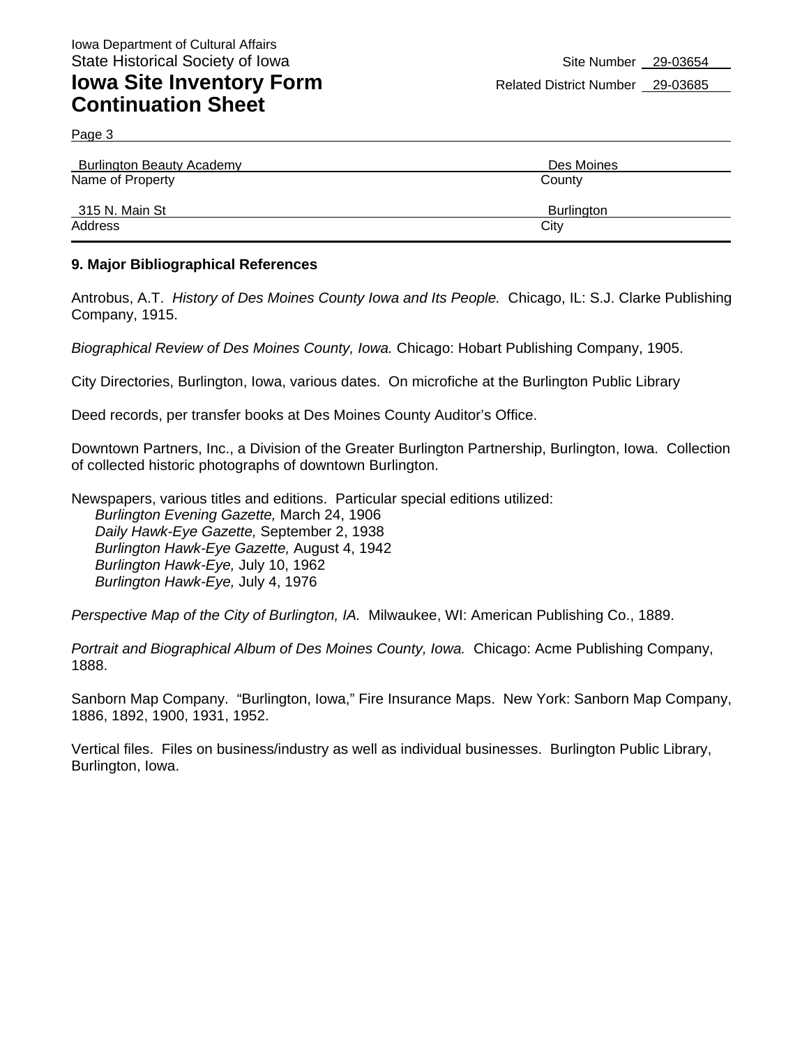Iowa Department of Cultural Affairs
State Historical Society of Iowa

# Iowa Site Inventory Form Continuation Sheet

Site Number 29-03654
Related District Number 29-03685

Page 3

| Burlington Beauty Academy | Des Moines |
|---|---|
| Name of Property | County |
| 315 N. Main St | Burlington |
| Address | City |

## 9. Major Bibliographical References

Antrobus, A.T. *History of Des Moines County Iowa and Its People.* Chicago, IL: S.J. Clarke Publishing Company, 1915.

*Biographical Review of Des Moines County, Iowa.* Chicago: Hobart Publishing Company, 1905.

City Directories, Burlington, Iowa, various dates. On microfiche at the Burlington Public Library

Deed records, per transfer books at Des Moines County Auditor's Office.

Downtown Partners, Inc., a Division of the Greater Burlington Partnership, Burlington, Iowa. Collection of collected historic photographs of downtown Burlington.

Newspapers, various titles and editions. Particular special editions utilized:
- *Burlington Evening Gazette,* March 24, 1906
- *Daily Hawk-Eye Gazette,* September 2, 1938
- *Burlington Hawk-Eye Gazette,* August 4, 1942
- *Burlington Hawk-Eye,* July 10, 1962
- *Burlington Hawk-Eye,* July 4, 1976

*Perspective Map of the City of Burlington, IA.* Milwaukee, WI: American Publishing Co., 1889.

*Portrait and Biographical Album of Des Moines County, Iowa.* Chicago: Acme Publishing Company, 1888.

Sanborn Map Company. "Burlington, Iowa," Fire Insurance Maps. New York: Sanborn Map Company, 1886, 1892, 1900, 1931, 1952.

Vertical files. Files on business/industry as well as individual businesses. Burlington Public Library, Burlington, Iowa.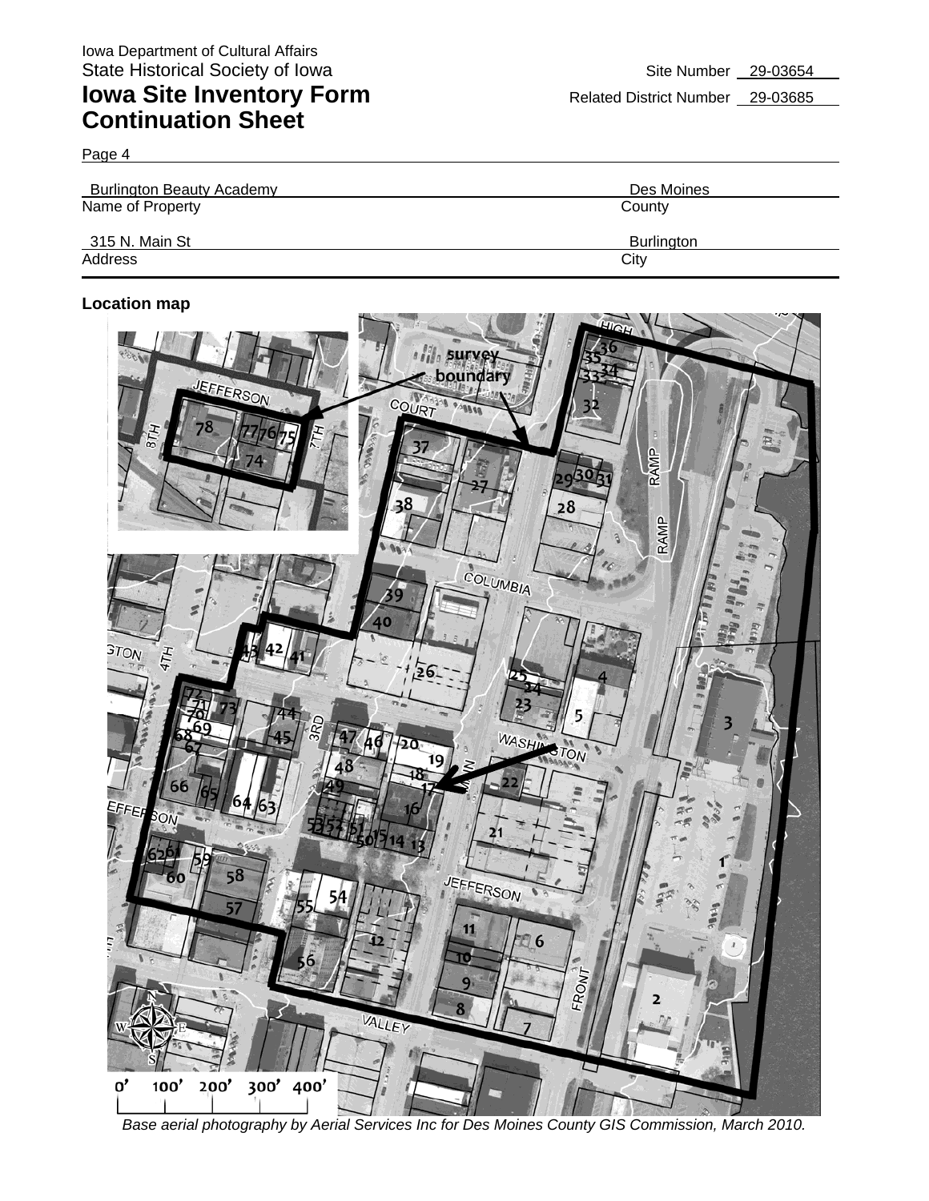Iowa Department of Cultural Affairs
State Historical Society of Iowa

# Iowa Site Inventory Form Continuation Sheet

Site Number 29-03654

Related District Number 29-03685

Page 4

| Burlington Beauty Academy | Des Moines |
|---|---|
| Name of Property | County |
| 315 N. Main St | Burlington |
| Address | City |

**Location map**

*Base aerial photography by Aerial Services Inc for Des Moines County GIS Commission, March 2010.*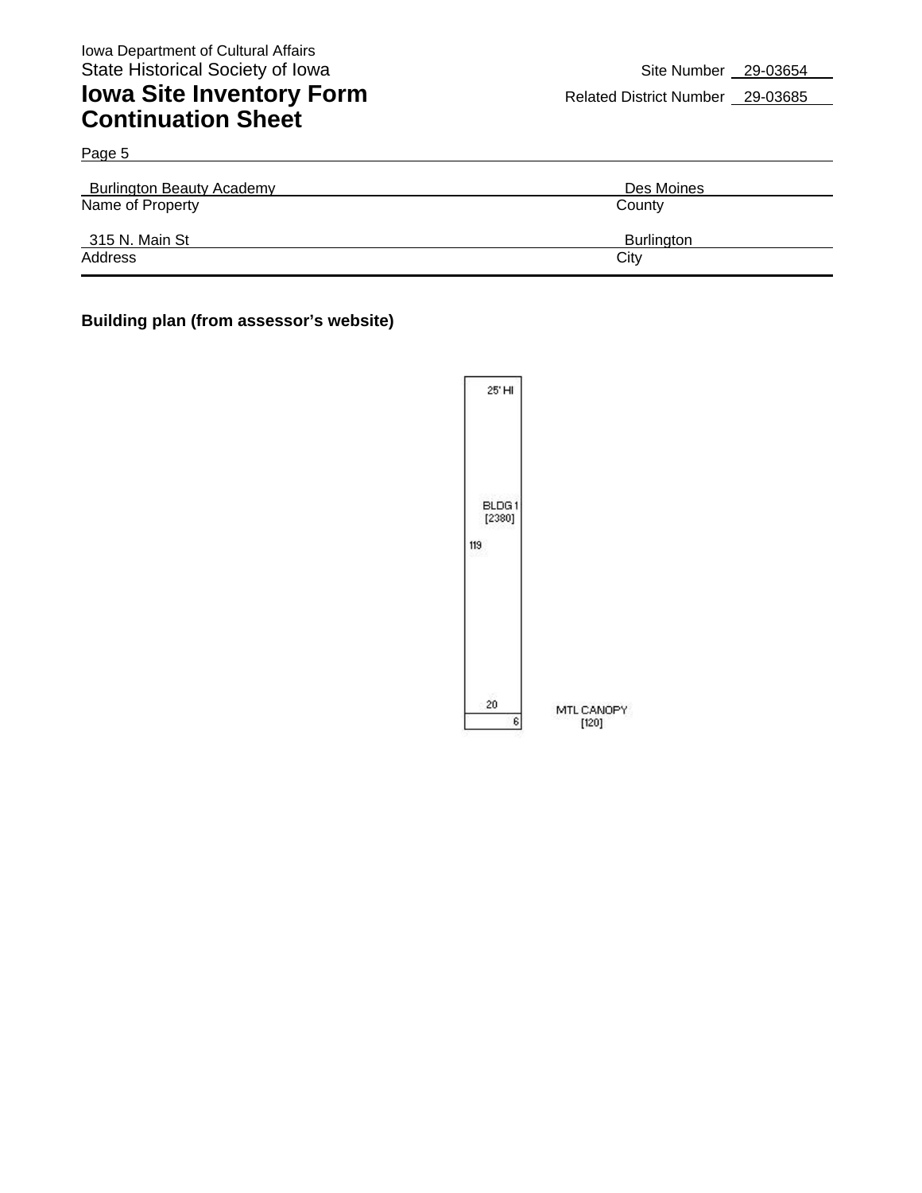Iowa Department of Cultural Affairs
State Historical Society of Iowa

# Iowa Site Inventory Form Continuation Sheet

Site Number 29-03654
Related District Number 29-03685

Page 5

| Burlington Beauty Academy | Des Moines |
|---|---|
| Name of Property | County |
| 315 N. Main St | Burlington |
| Address | City |

**Building plan (from assessor's website)**

25' HI

BLDG 1
[2380]

119

20

6

MTL CANOPY
[120]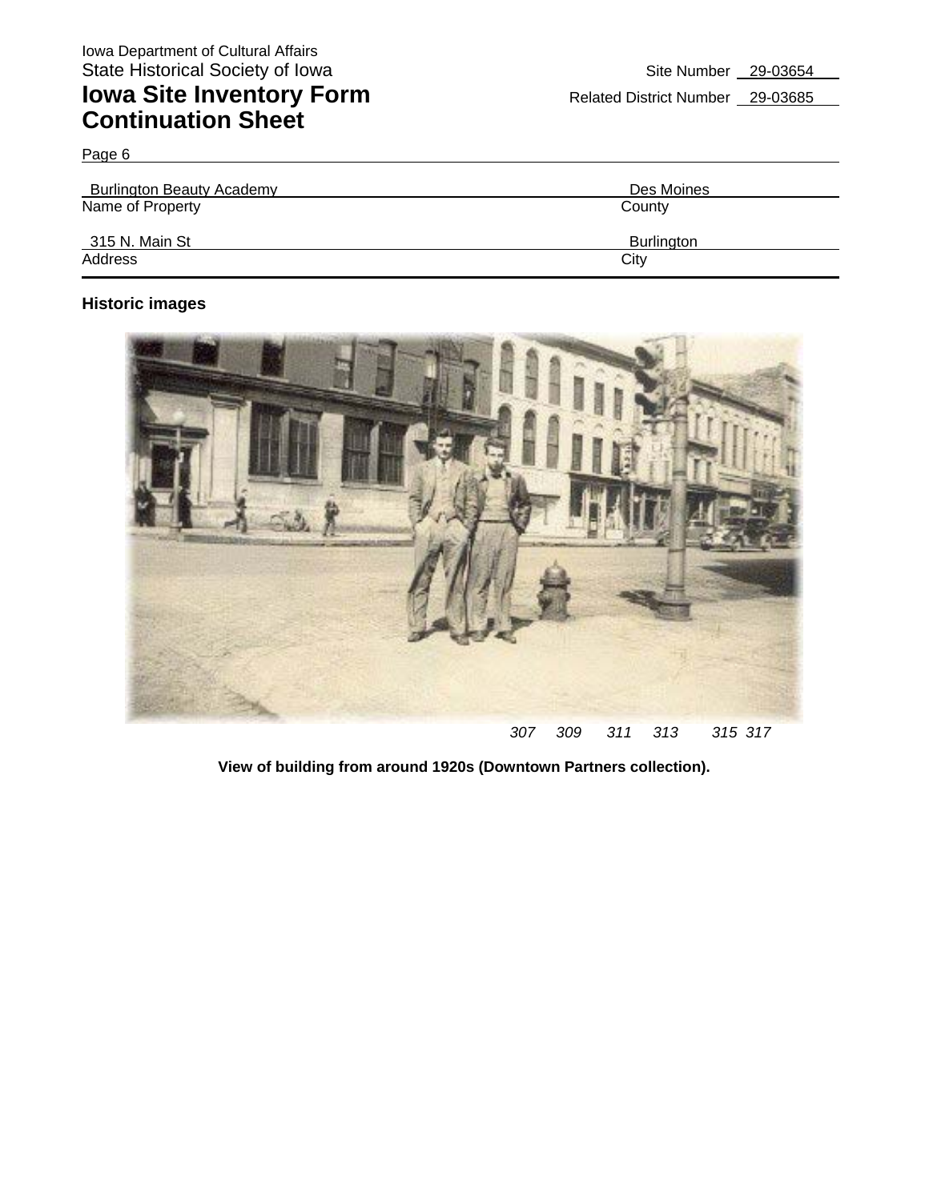Iowa Department of Cultural Affairs
State Historical Society of Iowa

# Iowa Site Inventory Form Continuation Sheet

Site Number 29-03654
Related District Number 29-03685

Page 6

| Name of Property | County |
| --- | --- |
| Burlington Beauty Academy | Des Moines |

| Address | City |
| --- | --- |
| 315 N. Main St | Burlington |

**Historic images**

*307 309 311 313 315 317*

**View of building from around 1920s (Downtown Partners collection).**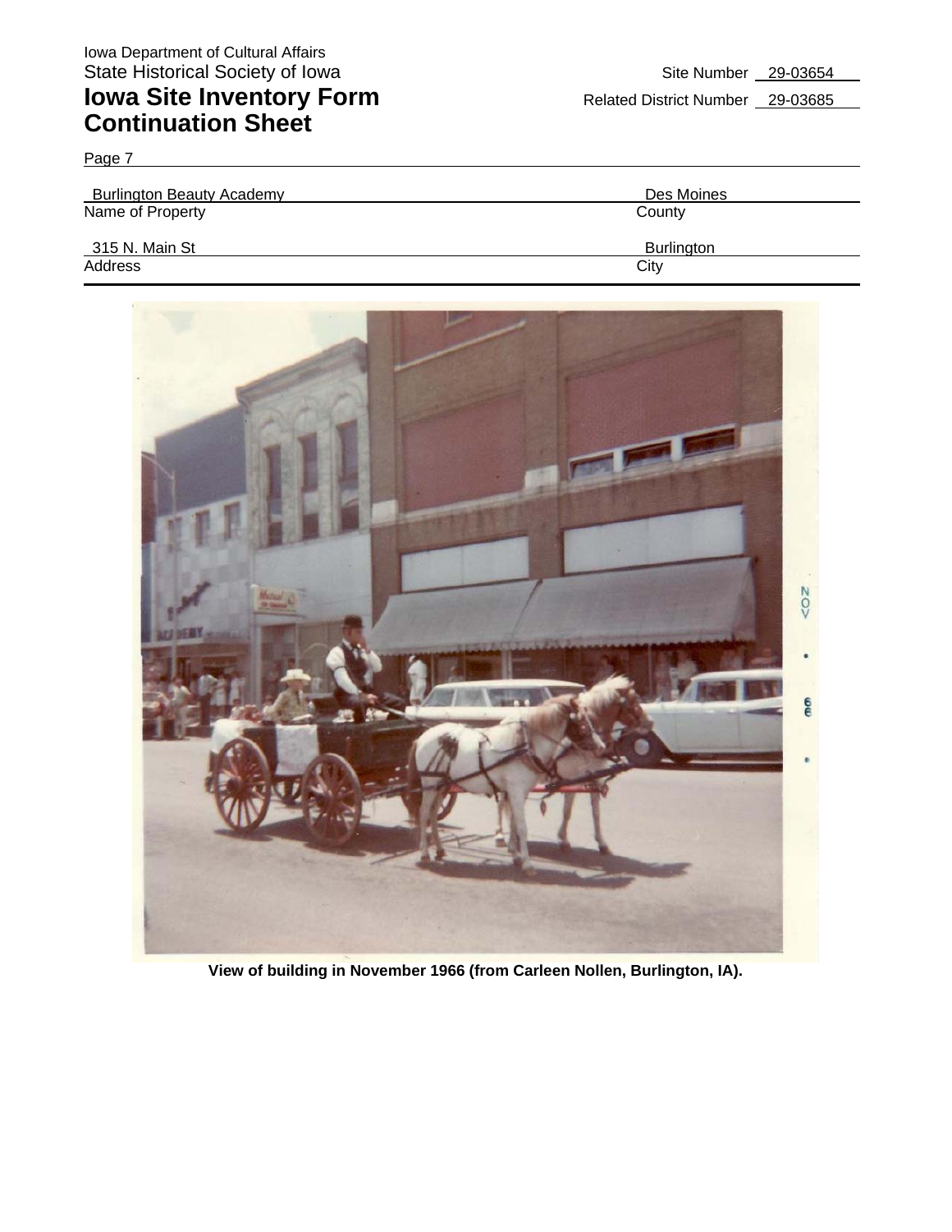Iowa Department of Cultural Affairs
State Historical Society of Iowa

# Iowa Site Inventory Form Continuation Sheet

Site Number 29-03654
Related District Number 29-03685

Page 7

| Burlington Beauty Academy | Des Moines |
|---|---|
| Name of Property | County |
| 315 N. Main St | Burlington |
| Address | City |

**View of building in November 1966 (from Carleen Nollen, Burlington, IA).**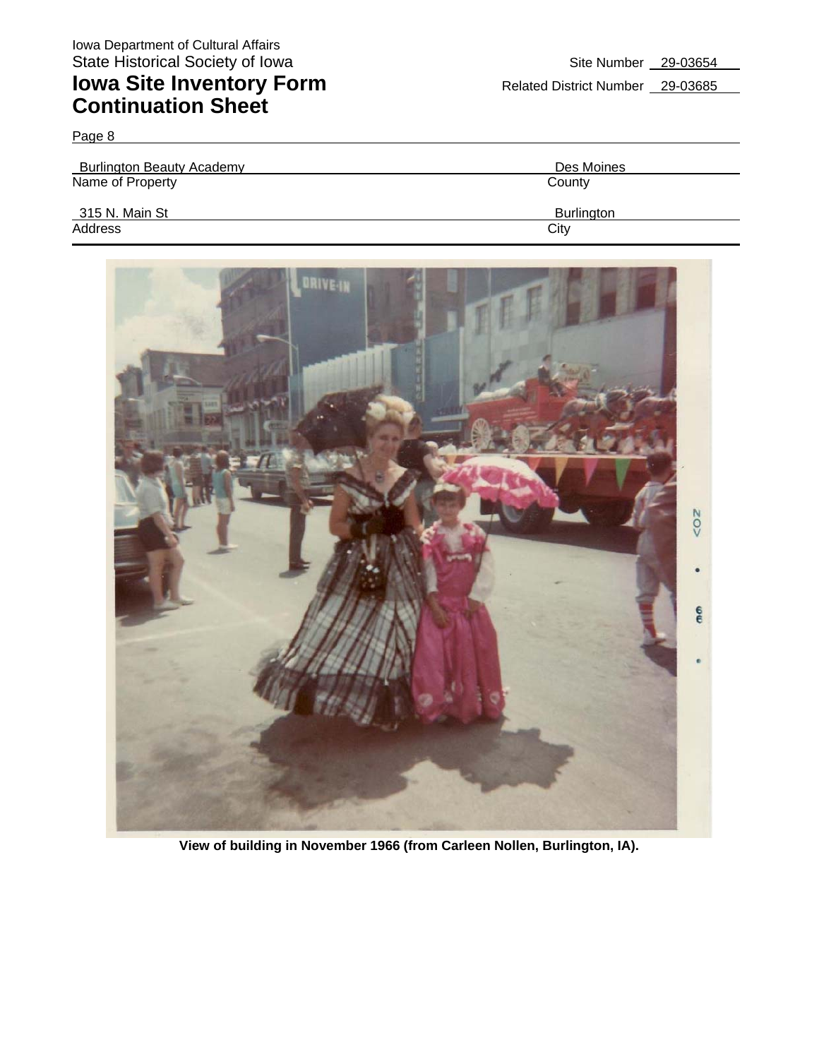Iowa Department of Cultural Affairs
State Historical Society of Iowa

# Iowa Site Inventory Form
# Continuation Sheet

Site Number 29-03654
Related District Number 29-03685

Page 8

| Burlington Beauty Academy | Des Moines |
| --- | --- |
| Name of Property | County |
| 315 N. Main St | Burlington |
| Address | City |

**View of building in November 1966 (from Carleen Nollen, Burlington, IA).**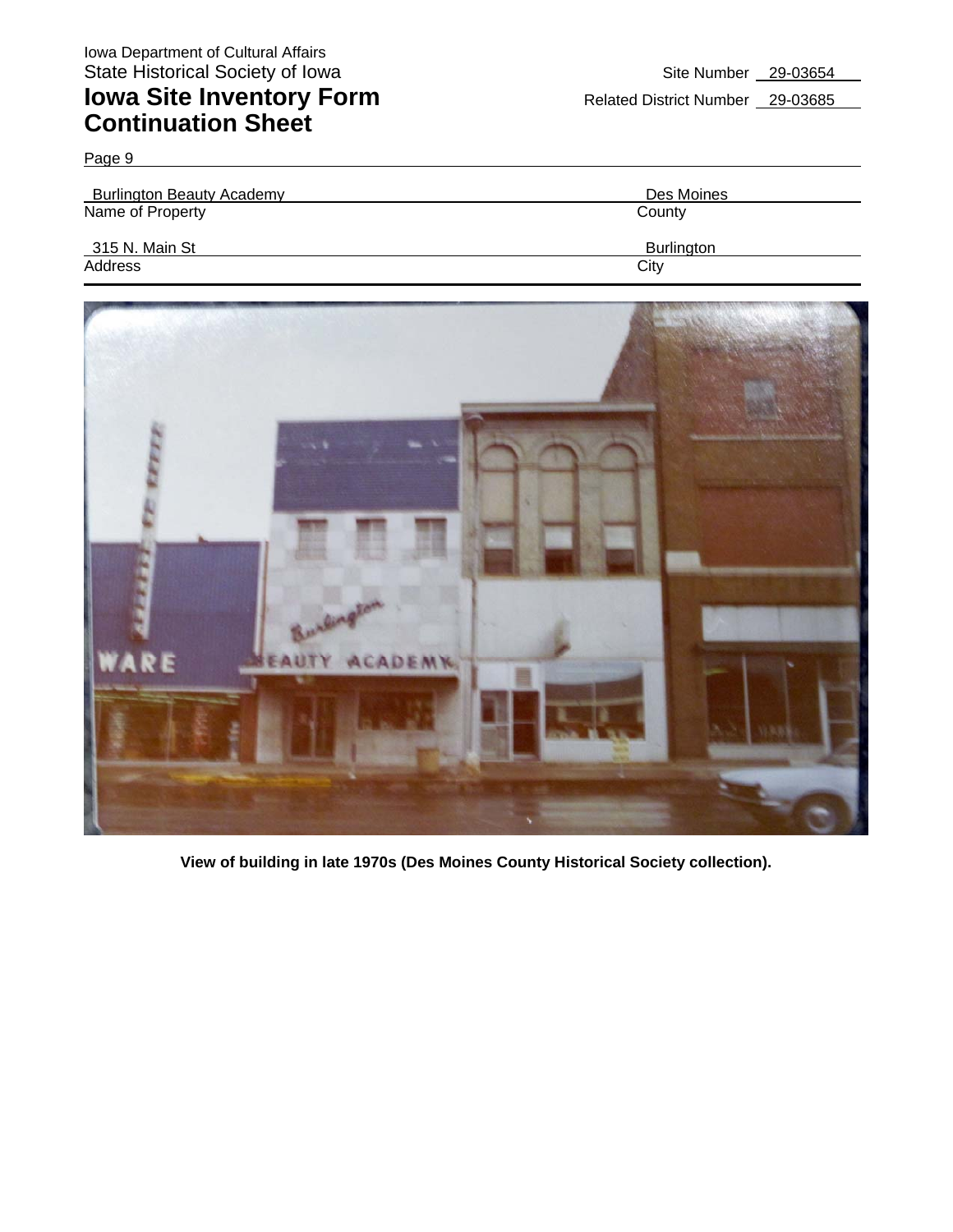Iowa Department of Cultural Affairs
State Historical Society of Iowa

# Iowa Site Inventory Form Continuation Sheet

Site Number 29-03654

Related District Number 29-03685

Page 9

| Name of Property | County |
|---|---|
| Burlington Beauty Academy | Des Moines |

| Address | City |
|---|---|
| 315 N. Main St | Burlington |

**View of building in late 1970s (Des Moines County Historical Society collection).**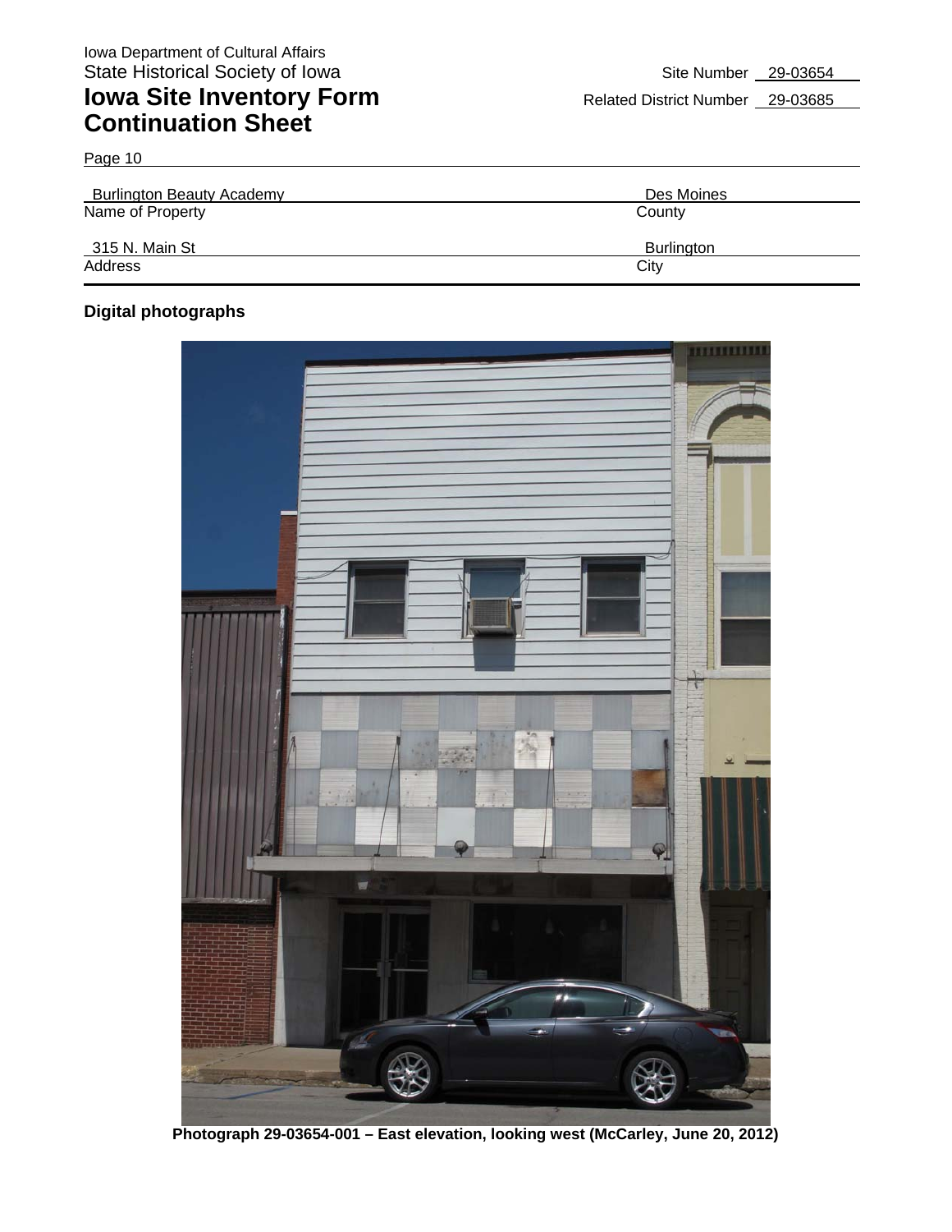Iowa Department of Cultural Affairs
State Historical Society of Iowa

# Iowa Site Inventory Form
## Continuation Sheet

Site Number 29-03654
Related District Number 29-03685

Page 10

| Burlington Beauty Academy | Des Moines |
| --- | --- |
| Name of Property | County |
| 315 N. Main St | Burlington |
| Address | City |

**Digital photographs**

**Photograph 29-03654-001 – East elevation, looking west (McCarley, June 20, 2012)**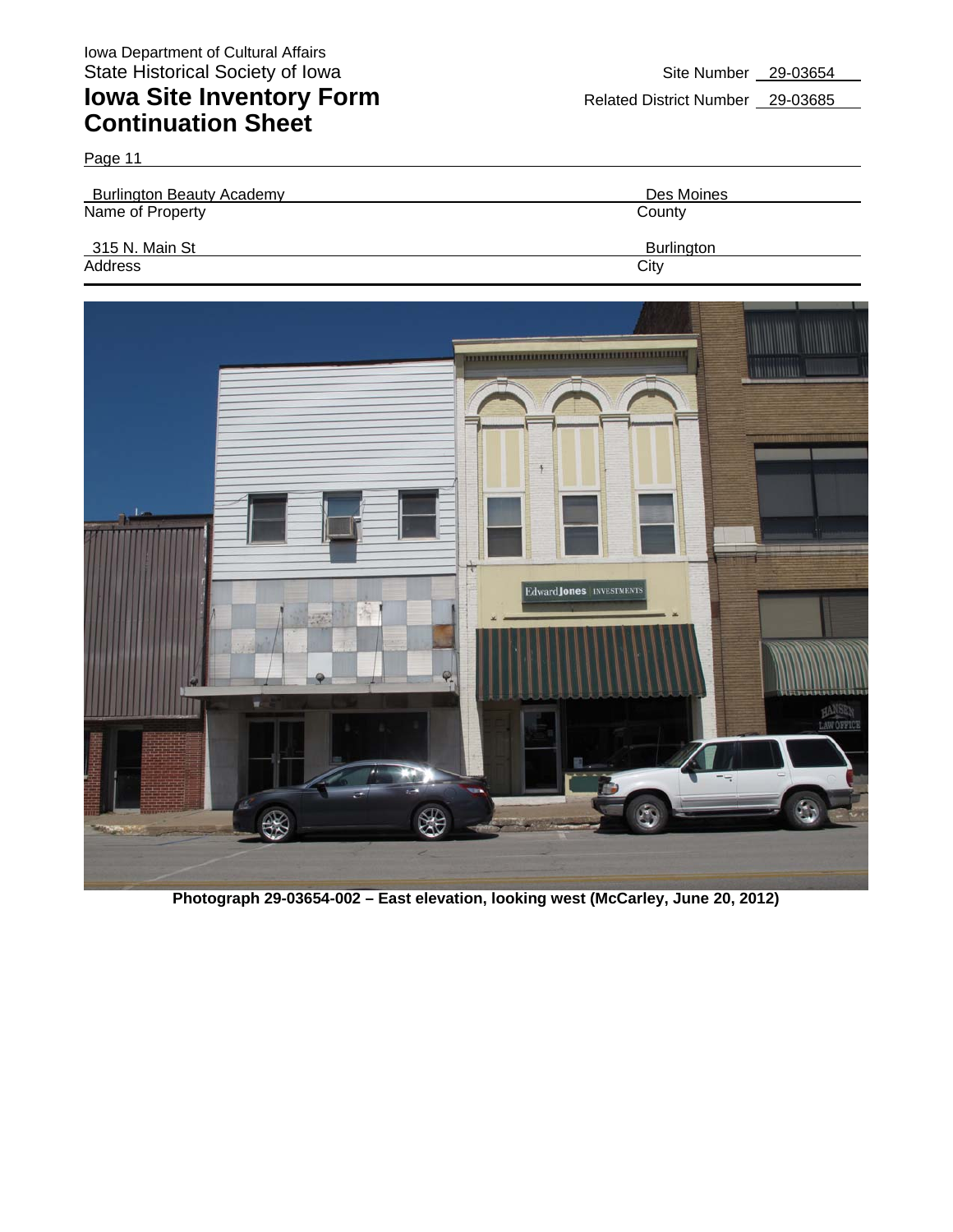Iowa Department of Cultural Affairs
State Historical Society of Iowa

# Iowa Site Inventory Form Continuation Sheet

Site Number 29-03654

Related District Number 29-03685

Page 11

| Burlington Beauty Academy | Des Moines |
|---|---|
| Name of Property | County |
| 315 N. Main St | Burlington |
| Address | City |

**Photograph 29-03654-002 – East elevation, looking west (McCarley, June 20, 2012)**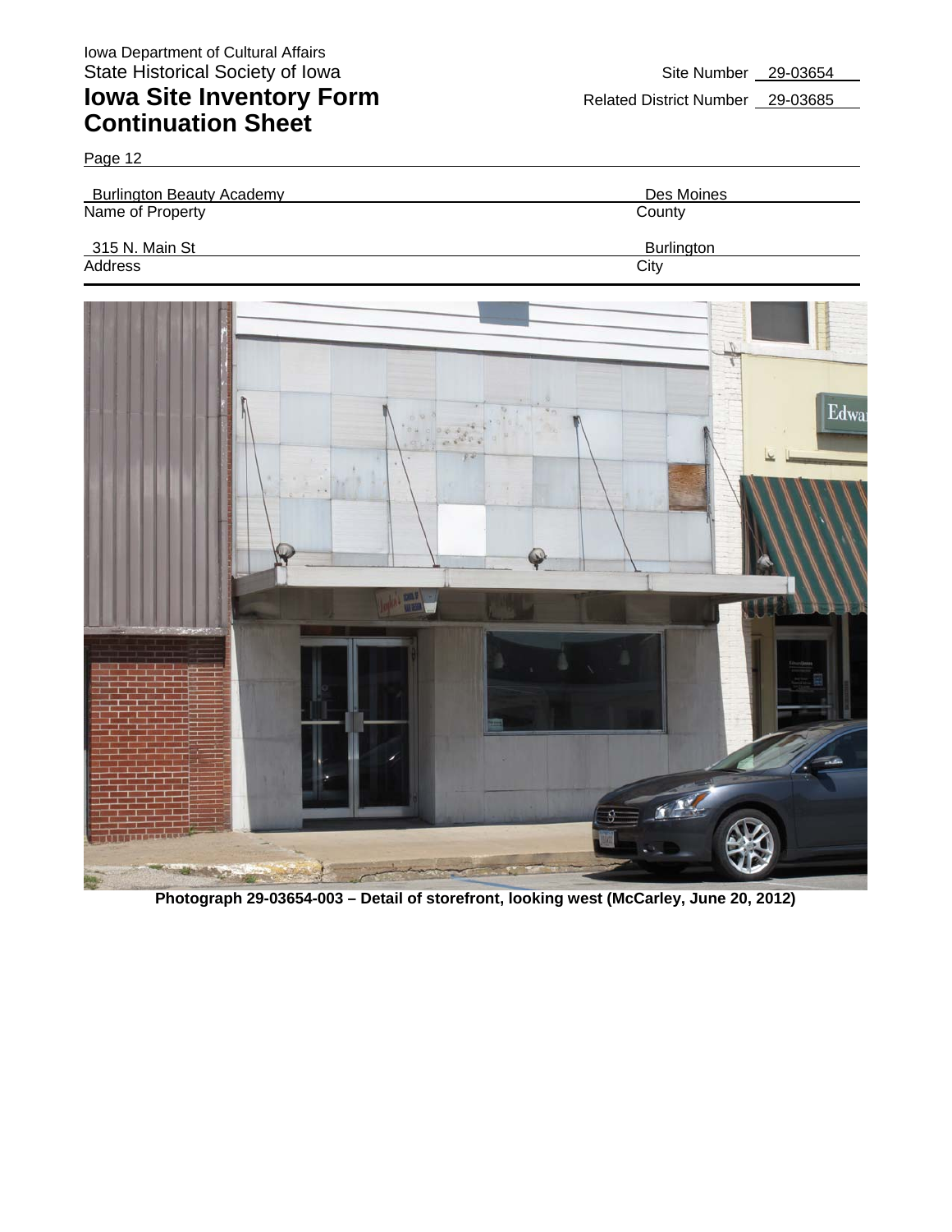Iowa Department of Cultural Affairs
State Historical Society of Iowa

# Iowa Site Inventory Form Continuation Sheet

Site Number 29-03654
Related District Number 29-03685

Page 12

| Burlington Beauty Academy | Des Moines |
|---|---|
| Name of Property | County |
| 315 N. Main St | Burlington |
| Address | City |

**Photograph 29-03654-003 – Detail of storefront, looking west (McCarley, June 20, 2012)**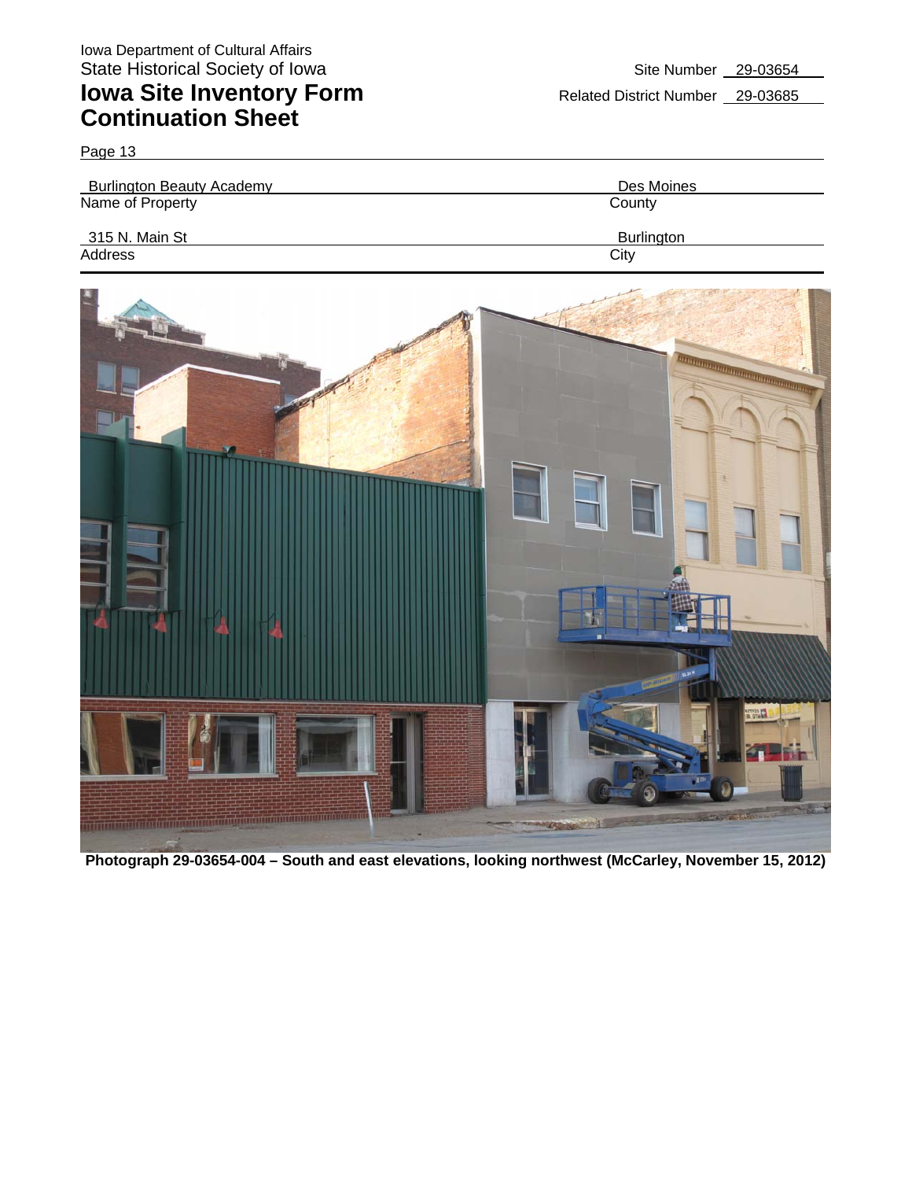Iowa Department of Cultural Affairs
State Historical Society of Iowa

# Iowa Site Inventory Form Continuation Sheet

Site Number 29-03654

Related District Number 29-03685

Page 13

| | |
|---|---|
| Burlington Beauty Academy | Des Moines |
| Name of Property | County |
| 315 N. Main St | Burlington |
| Address | City |

**Photograph 29-03654-004 – South and east elevations, looking northwest (McCarley, November 15, 2012)**